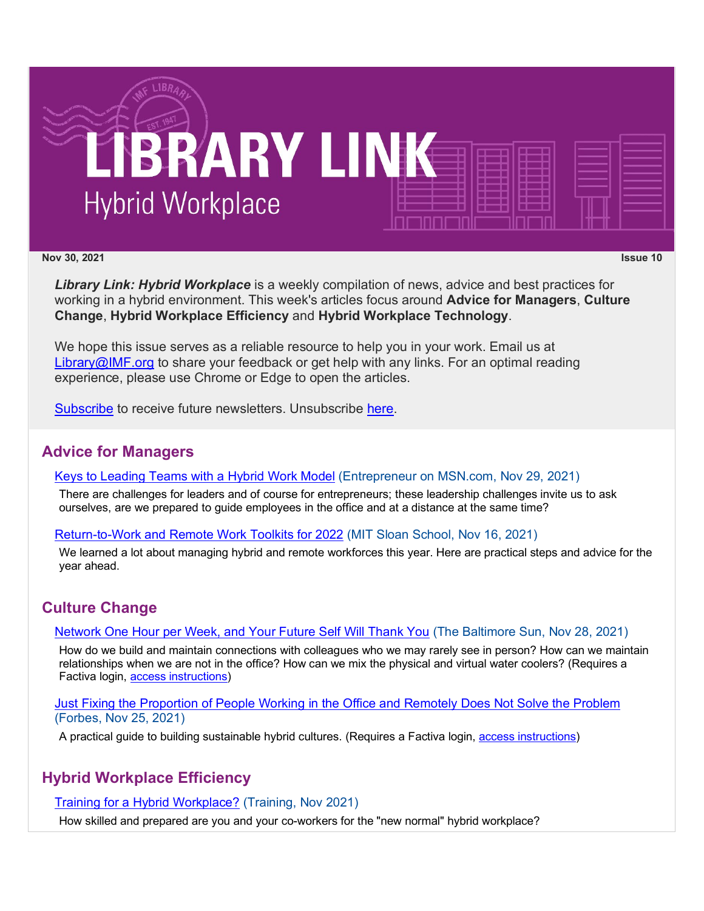# LIBRARY LINK
## Hybrid Workplace

**Nov 30, 2021** **Issue 10**

***Library Link: Hybrid Workplace*** is a weekly compilation of news, advice and best practices for working in a hybrid environment. This week's articles focus around **Advice for Managers**, **Culture Change**, **Hybrid Workplace Efficiency** and **Hybrid Workplace Technology**.

We hope this issue serves as a reliable resource to help you in your work. Email us at Library@IMF.org to share your feedback or get help with any links. For an optimal reading experience, please use Chrome or Edge to open the articles.

Subscribe to receive future newsletters. Unsubscribe here.

## Advice for Managers

Keys to Leading Teams with a Hybrid Work Model (Entrepreneur on MSN.com, Nov 29, 2021)

There are challenges for leaders and of course for entrepreneurs; these leadership challenges invite us to ask ourselves, are we prepared to guide employees in the office and at a distance at the same time?

Return-to-Work and Remote Work Toolkits for 2022 (MIT Sloan School, Nov 16, 2021)

We learned a lot about managing hybrid and remote workforces this year. Here are practical steps and advice for the year ahead.

## Culture Change

Network One Hour per Week, and Your Future Self Will Thank You (The Baltimore Sun, Nov 28, 2021)

How do we build and maintain connections with colleagues who we may rarely see in person? How can we maintain relationships when we are not in the office? How can we mix the physical and virtual water coolers? (Requires a Factiva login, access instructions)

Just Fixing the Proportion of People Working in the Office and Remotely Does Not Solve the Problem (Forbes, Nov 25, 2021)

A practical guide to building sustainable hybrid cultures. (Requires a Factiva login, access instructions)

## Hybrid Workplace Efficiency

Training for a Hybrid Workplace? (Training, Nov 2021)

How skilled and prepared are you and your co-workers for the "new normal" hybrid workplace?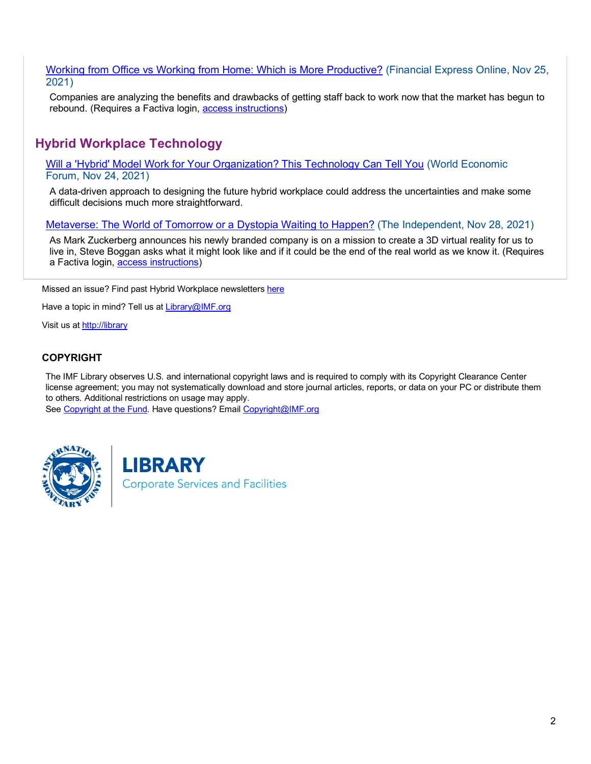[Working from Office vs Working from Home: Which is More Productive?](#) (Financial Express Online, Nov 25, 2021)

Companies are analyzing the benefits and drawbacks of getting staff back to work now that the market has begun to rebound. (Requires a Factiva login, access instructions)

## Hybrid Workplace Technology

Will a 'Hybrid' Model Work for Your Organization? This Technology Can Tell You (World Economic Forum, Nov 24, 2021)

A data-driven approach to designing the future hybrid workplace could address the uncertainties and make some difficult decisions much more straightforward.

Metaverse: The World of Tomorrow or a Dystopia Waiting to Happen? (The Independent, Nov 28, 2021)

As Mark Zuckerberg announces his newly branded company is on a mission to create a 3D virtual reality for us to live in, Steve Boggan asks what it might look like and if it could be the end of the real world as we know it. (Requires a Factiva login, access instructions)

Missed an issue? Find past Hybrid Workplace newsletters here

Have a topic in mind? Tell us at Library@IMF.org

Visit us at http://library

### COPYRIGHT

The IMF Library observes U.S. and international copyright laws and is required to comply with its Copyright Clearance Center license agreement; you may not systematically download and store journal articles, reports, or data on your PC or distribute them to others. Additional restrictions on usage may apply.
See Copyright at the Fund. Have questions? Email Copyright@IMF.org

INTERNATIONAL MONETARY FUND

**LIBRARY**
Corporate Services and Facilities